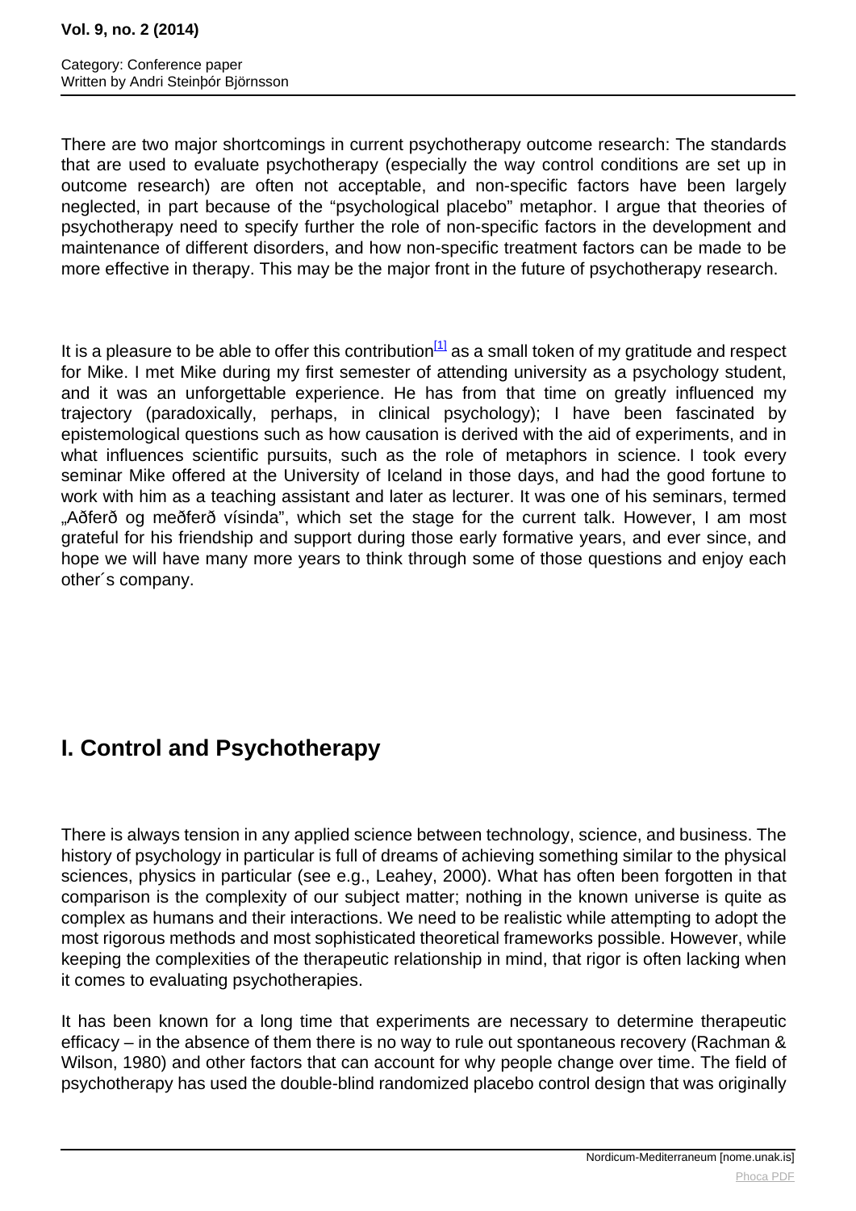There are two major shortcomings in current psychotherapy outcome research: The standards that are used to evaluate psychotherapy (especially the way control conditions are set up in outcome research) are often not acceptable, and non-specific factors have been largely neglected, in part because of the "psychological placebo" metaphor. I argue that theories of psychotherapy need to specify further the role of non-specific factors in the development and maintenance of different disorders, and how non-specific treatment factors can be made to be more effective in therapy. This may be the major front in the future of psychotherapy research.

It is a pleasure to be able to offer this contribution[1] as a small token of my gratitude and respect for Mike. I met Mike during my first semester of attending university as a psychology student, and it was an unforgettable experience. He has from that time on greatly influenced my trajectory (paradoxically, perhaps, in clinical psychology); I have been fascinated by epistemological questions such as how causation is derived with the aid of experiments, and in what influences scientific pursuits, such as the role of metaphors in science. I took every seminar Mike offered at the University of Iceland in those days, and had the good fortune to work with him as a teaching assistant and later as lecturer. It was one of his seminars, termed „Aðferð og meðferð vísinda", which set the stage for the current talk. However, I am most grateful for his friendship and support during those early formative years, and ever since, and hope we will have many more years to think through some of those questions and enjoy each other´s company.

## I. Control and Psychotherapy

There is always tension in any applied science between technology, science, and business. The history of psychology in particular is full of dreams of achieving something similar to the physical sciences, physics in particular (see e.g., Leahey, 2000). What has often been forgotten in that comparison is the complexity of our subject matter; nothing in the known universe is quite as complex as humans and their interactions. We need to be realistic while attempting to adopt the most rigorous methods and most sophisticated theoretical frameworks possible. However, while keeping the complexities of the therapeutic relationship in mind, that rigor is often lacking when it comes to evaluating psychotherapies.

It has been known for a long time that experiments are necessary to determine therapeutic efficacy – in the absence of them there is no way to rule out spontaneous recovery (Rachman & Wilson, 1980) and other factors that can account for why people change over time. The field of psychotherapy has used the double-blind randomized placebo control design that was originally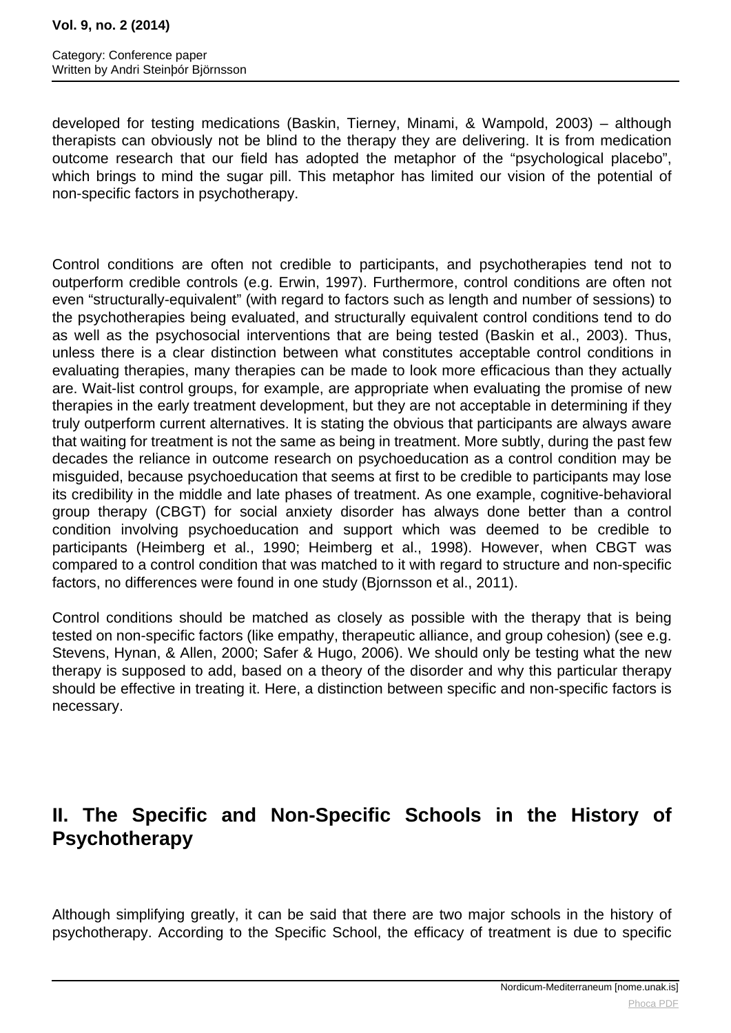developed for testing medications (Baskin, Tierney, Minami, & Wampold, 2003) – although therapists can obviously not be blind to the therapy they are delivering. It is from medication outcome research that our field has adopted the metaphor of the "psychological placebo", which brings to mind the sugar pill. This metaphor has limited our vision of the potential of non-specific factors in psychotherapy.

Control conditions are often not credible to participants, and psychotherapies tend not to outperform credible controls (e.g. Erwin, 1997). Furthermore, control conditions are often not even "structurally-equivalent" (with regard to factors such as length and number of sessions) to the psychotherapies being evaluated, and structurally equivalent control conditions tend to do as well as the psychosocial interventions that are being tested (Baskin et al., 2003). Thus, unless there is a clear distinction between what constitutes acceptable control conditions in evaluating therapies, many therapies can be made to look more efficacious than they actually are. Wait-list control groups, for example, are appropriate when evaluating the promise of new therapies in the early treatment development, but they are not acceptable in determining if they truly outperform current alternatives. It is stating the obvious that participants are always aware that waiting for treatment is not the same as being in treatment. More subtly, during the past few decades the reliance in outcome research on psychoeducation as a control condition may be misguided, because psychoeducation that seems at first to be credible to participants may lose its credibility in the middle and late phases of treatment. As one example, cognitive-behavioral group therapy (CBGT) for social anxiety disorder has always done better than a control condition involving psychoeducation and support which was deemed to be credible to participants (Heimberg et al., 1990; Heimberg et al., 1998). However, when CBGT was compared to a control condition that was matched to it with regard to structure and non-specific factors, no differences were found in one study (Bjornsson et al., 2011).

Control conditions should be matched as closely as possible with the therapy that is being tested on non-specific factors (like empathy, therapeutic alliance, and group cohesion) (see e.g. Stevens, Hynan, & Allen, 2000; Safer & Hugo, 2006). We should only be testing what the new therapy is supposed to add, based on a theory of the disorder and why this particular therapy should be effective in treating it. Here, a distinction between specific and non-specific factors is necessary.

## II. The Specific and Non-Specific Schools in the History of Psychotherapy

Although simplifying greatly, it can be said that there are two major schools in the history of psychotherapy. According to the Specific School, the efficacy of treatment is due to specific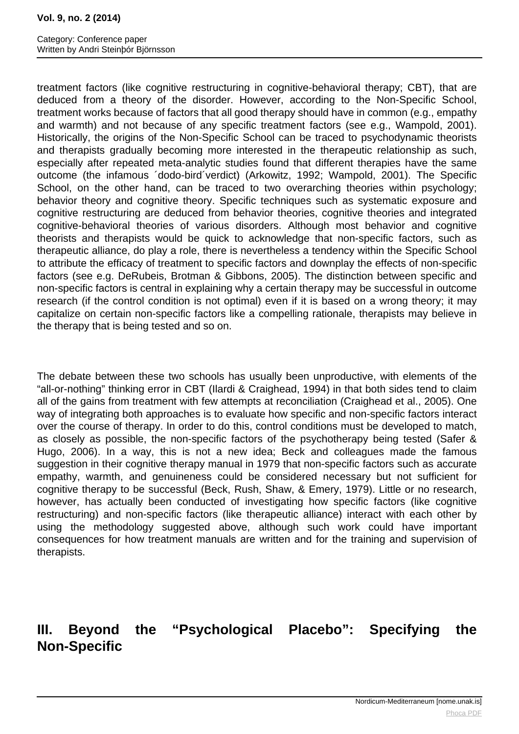treatment factors (like cognitive restructuring in cognitive-behavioral therapy; CBT), that are deduced from a theory of the disorder. However, according to the Non-Specific School, treatment works because of factors that all good therapy should have in common (e.g., empathy and warmth) and not because of any specific treatment factors (see e.g., Wampold, 2001). Historically, the origins of the Non-Specific School can be traced to psychodynamic theorists and therapists gradually becoming more interested in the therapeutic relationship as such, especially after repeated meta-analytic studies found that different therapies have the same outcome (the infamous ´dodo-bird´verdict) (Arkowitz, 1992; Wampold, 2001). The Specific School, on the other hand, can be traced to two overarching theories within psychology; behavior theory and cognitive theory. Specific techniques such as systematic exposure and cognitive restructuring are deduced from behavior theories, cognitive theories and integrated cognitive-behavioral theories of various disorders. Although most behavior and cognitive theorists and therapists would be quick to acknowledge that non-specific factors, such as therapeutic alliance, do play a role, there is nevertheless a tendency within the Specific School to attribute the efficacy of treatment to specific factors and downplay the effects of non-specific factors (see e.g. DeRubeis, Brotman & Gibbons, 2005). The distinction between specific and non-specific factors is central in explaining why a certain therapy may be successful in outcome research (if the control condition is not optimal) even if it is based on a wrong theory; it may capitalize on certain non-specific factors like a compelling rationale, therapists may believe in the therapy that is being tested and so on.

The debate between these two schools has usually been unproductive, with elements of the "all-or-nothing" thinking error in CBT (Ilardi & Craighead, 1994) in that both sides tend to claim all of the gains from treatment with few attempts at reconciliation (Craighead et al., 2005). One way of integrating both approaches is to evaluate how specific and non-specific factors interact over the course of therapy. In order to do this, control conditions must be developed to match, as closely as possible, the non-specific factors of the psychotherapy being tested (Safer & Hugo, 2006). In a way, this is not a new idea; Beck and colleagues made the famous suggestion in their cognitive therapy manual in 1979 that non-specific factors such as accurate empathy, warmth, and genuineness could be considered necessary but not sufficient for cognitive therapy to be successful (Beck, Rush, Shaw, & Emery, 1979). Little or no research, however, has actually been conducted of investigating how specific factors (like cognitive restructuring) and non-specific factors (like therapeutic alliance) interact with each other by using the methodology suggested above, although such work could have important consequences for how treatment manuals are written and for the training and supervision of therapists.

## III. Beyond the "Psychological Placebo": Specifying the Non-Specific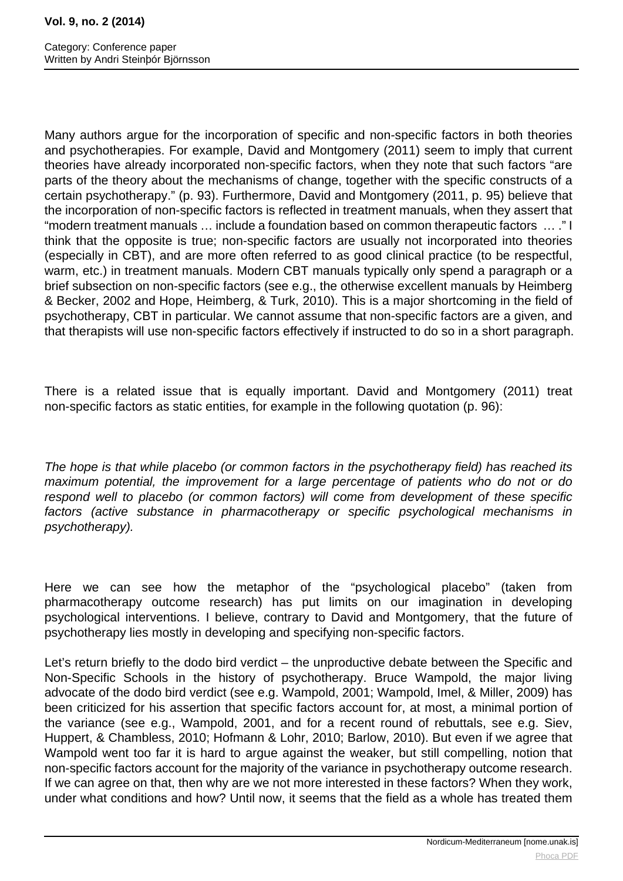Many authors argue for the incorporation of specific and non-specific factors in both theories and psychotherapies. For example, David and Montgomery (2011) seem to imply that current theories have already incorporated non-specific factors, when they note that such factors "are parts of the theory about the mechanisms of change, together with the specific constructs of a certain psychotherapy." (p. 93). Furthermore, David and Montgomery (2011, p. 95) believe that the incorporation of non-specific factors is reflected in treatment manuals, when they assert that "modern treatment manuals … include a foundation based on common therapeutic factors … ." I think that the opposite is true; non-specific factors are usually not incorporated into theories (especially in CBT), and are more often referred to as good clinical practice (to be respectful, warm, etc.) in treatment manuals. Modern CBT manuals typically only spend a paragraph or a brief subsection on non-specific factors (see e.g., the otherwise excellent manuals by Heimberg & Becker, 2002 and Hope, Heimberg, & Turk, 2010). This is a major shortcoming in the field of psychotherapy, CBT in particular. We cannot assume that non-specific factors are a given, and that therapists will use non-specific factors effectively if instructed to do so in a short paragraph.

There is a related issue that is equally important. David and Montgomery (2011) treat non-specific factors as static entities, for example in the following quotation (p. 96):

*The hope is that while placebo (or common factors in the psychotherapy field) has reached its maximum potential, the improvement for a large percentage of patients who do not or do respond well to placebo (or common factors) will come from development of these specific factors (active substance in pharmacotherapy or specific psychological mechanisms in psychotherapy).*

Here we can see how the metaphor of the "psychological placebo" (taken from pharmacotherapy outcome research) has put limits on our imagination in developing psychological interventions. I believe, contrary to David and Montgomery, that the future of psychotherapy lies mostly in developing and specifying non-specific factors.

Let's return briefly to the dodo bird verdict – the unproductive debate between the Specific and Non-Specific Schools in the history of psychotherapy. Bruce Wampold, the major living advocate of the dodo bird verdict (see e.g. Wampold, 2001; Wampold, Imel, & Miller, 2009) has been criticized for his assertion that specific factors account for, at most, a minimal portion of the variance (see e.g., Wampold, 2001, and for a recent round of rebuttals, see e.g. Siev, Huppert, & Chambless, 2010; Hofmann & Lohr, 2010; Barlow, 2010). But even if we agree that Wampold went too far it is hard to argue against the weaker, but still compelling, notion that non-specific factors account for the majority of the variance in psychotherapy outcome research. If we can agree on that, then why are we not more interested in these factors? When they work, under what conditions and how? Until now, it seems that the field as a whole has treated them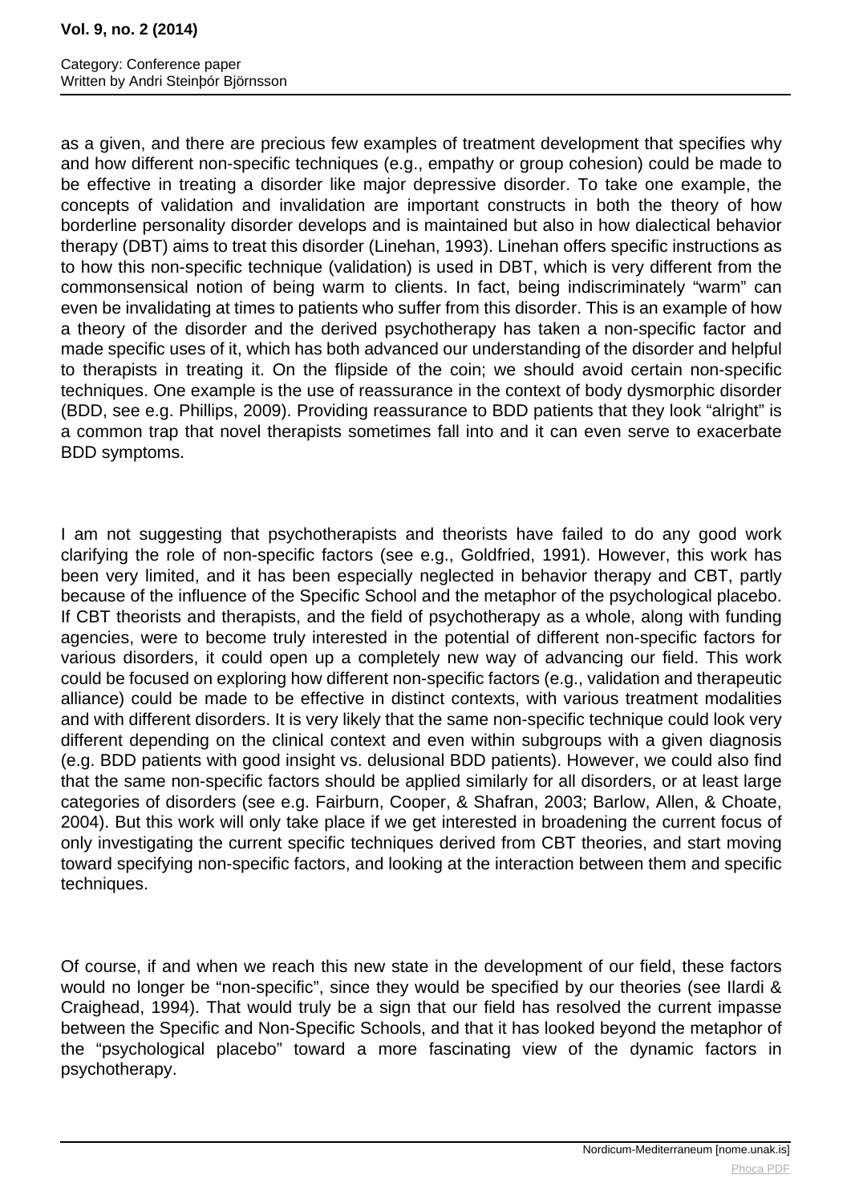as a given, and there are precious few examples of treatment development that specifies why and how different non-specific techniques (e.g., empathy or group cohesion) could be made to be effective in treating a disorder like major depressive disorder. To take one example, the concepts of validation and invalidation are important constructs in both the theory of how borderline personality disorder develops and is maintained but also in how dialectical behavior therapy (DBT) aims to treat this disorder (Linehan, 1993). Linehan offers specific instructions as to how this non-specific technique (validation) is used in DBT, which is very different from the commonsensical notion of being warm to clients. In fact, being indiscriminately "warm" can even be invalidating at times to patients who suffer from this disorder. This is an example of how a theory of the disorder and the derived psychotherapy has taken a non-specific factor and made specific uses of it, which has both advanced our understanding of the disorder and helpful to therapists in treating it. On the flipside of the coin; we should avoid certain non-specific techniques. One example is the use of reassurance in the context of body dysmorphic disorder (BDD, see e.g. Phillips, 2009). Providing reassurance to BDD patients that they look "alright" is a common trap that novel therapists sometimes fall into and it can even serve to exacerbate BDD symptoms.

I am not suggesting that psychotherapists and theorists have failed to do any good work clarifying the role of non-specific factors (see e.g., Goldfried, 1991). However, this work has been very limited, and it has been especially neglected in behavior therapy and CBT, partly because of the influence of the Specific School and the metaphor of the psychological placebo. If CBT theorists and therapists, and the field of psychotherapy as a whole, along with funding agencies, were to become truly interested in the potential of different non-specific factors for various disorders, it could open up a completely new way of advancing our field. This work could be focused on exploring how different non-specific factors (e.g., validation and therapeutic alliance) could be made to be effective in distinct contexts, with various treatment modalities and with different disorders. It is very likely that the same non-specific technique could look very different depending on the clinical context and even within subgroups with a given diagnosis (e.g. BDD patients with good insight vs. delusional BDD patients). However, we could also find that the same non-specific factors should be applied similarly for all disorders, or at least large categories of disorders (see e.g. Fairburn, Cooper, & Shafran, 2003; Barlow, Allen, & Choate, 2004). But this work will only take place if we get interested in broadening the current focus of only investigating the current specific techniques derived from CBT theories, and start moving toward specifying non-specific factors, and looking at the interaction between them and specific techniques.

Of course, if and when we reach this new state in the development of our field, these factors would no longer be "non-specific", since they would be specified by our theories (see Ilardi & Craighead, 1994). That would truly be a sign that our field has resolved the current impasse between the Specific and Non-Specific Schools, and that it has looked beyond the metaphor of the "psychological placebo" toward a more fascinating view of the dynamic factors in psychotherapy.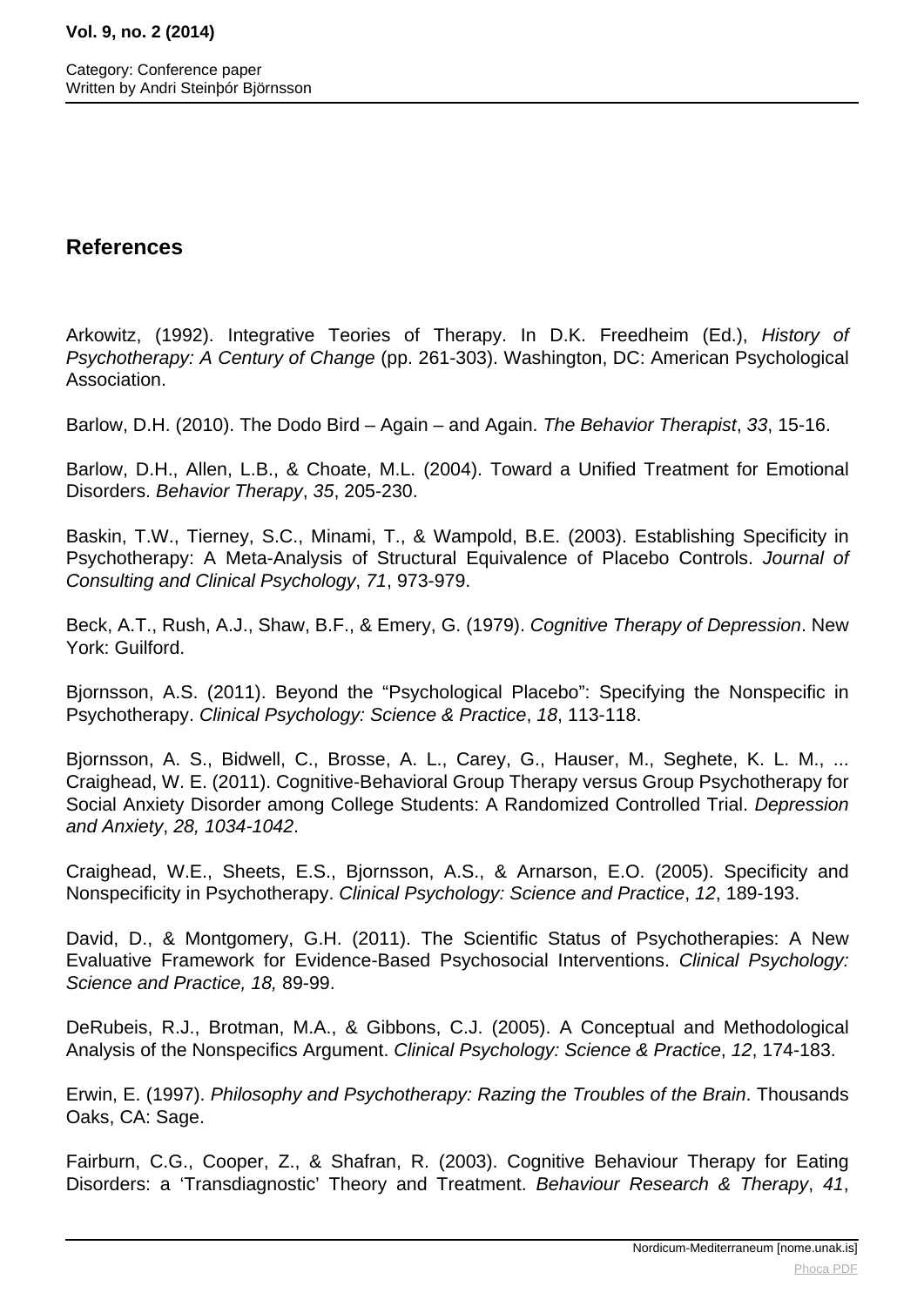## References

Arkowitz, (1992). Integrative Teories of Therapy. In D.K. Freedheim (Ed.), *History of Psychotherapy: A Century of Change* (pp. 261-303). Washington, DC: American Psychological Association.

Barlow, D.H. (2010). The Dodo Bird – Again – and Again. *The Behavior Therapist*, *33*, 15-16.

Barlow, D.H., Allen, L.B., & Choate, M.L. (2004). Toward a Unified Treatment for Emotional Disorders. *Behavior Therapy*, *35*, 205-230.

Baskin, T.W., Tierney, S.C., Minami, T., & Wampold, B.E. (2003). Establishing Specificity in Psychotherapy: A Meta-Analysis of Structural Equivalence of Placebo Controls. *Journal of Consulting and Clinical Psychology*, *71*, 973-979.

Beck, A.T., Rush, A.J., Shaw, B.F., & Emery, G. (1979). *Cognitive Therapy of Depression*. New York: Guilford.

Bjornsson, A.S. (2011). Beyond the "Psychological Placebo": Specifying the Nonspecific in Psychotherapy. *Clinical Psychology: Science & Practice*, *18*, 113-118.

Bjornsson, A. S., Bidwell, C., Brosse, A. L., Carey, G., Hauser, M., Seghete, K. L. M., ... Craighead, W. E. (2011). Cognitive-Behavioral Group Therapy versus Group Psychotherapy for Social Anxiety Disorder among College Students: A Randomized Controlled Trial. *Depression and Anxiety*, *28, 1034-1042*.

Craighead, W.E., Sheets, E.S., Bjornsson, A.S., & Arnarson, E.O. (2005). Specificity and Nonspecificity in Psychotherapy. *Clinical Psychology: Science and Practice*, *12*, 189-193.

David, D., & Montgomery, G.H. (2011). The Scientific Status of Psychotherapies: A New Evaluative Framework for Evidence-Based Psychosocial Interventions. *Clinical Psychology: Science and Practice, 18,* 89-99.

DeRubeis, R.J., Brotman, M.A., & Gibbons, C.J. (2005). A Conceptual and Methodological Analysis of the Nonspecifics Argument. *Clinical Psychology: Science & Practice*, *12*, 174-183.

Erwin, E. (1997). *Philosophy and Psychotherapy: Razing the Troubles of the Brain*. Thousands Oaks, CA: Sage.

Fairburn, C.G., Cooper, Z., & Shafran, R. (2003). Cognitive Behaviour Therapy for Eating Disorders: a 'Transdiagnostic' Theory and Treatment. *Behaviour Research & Therapy*, *41*,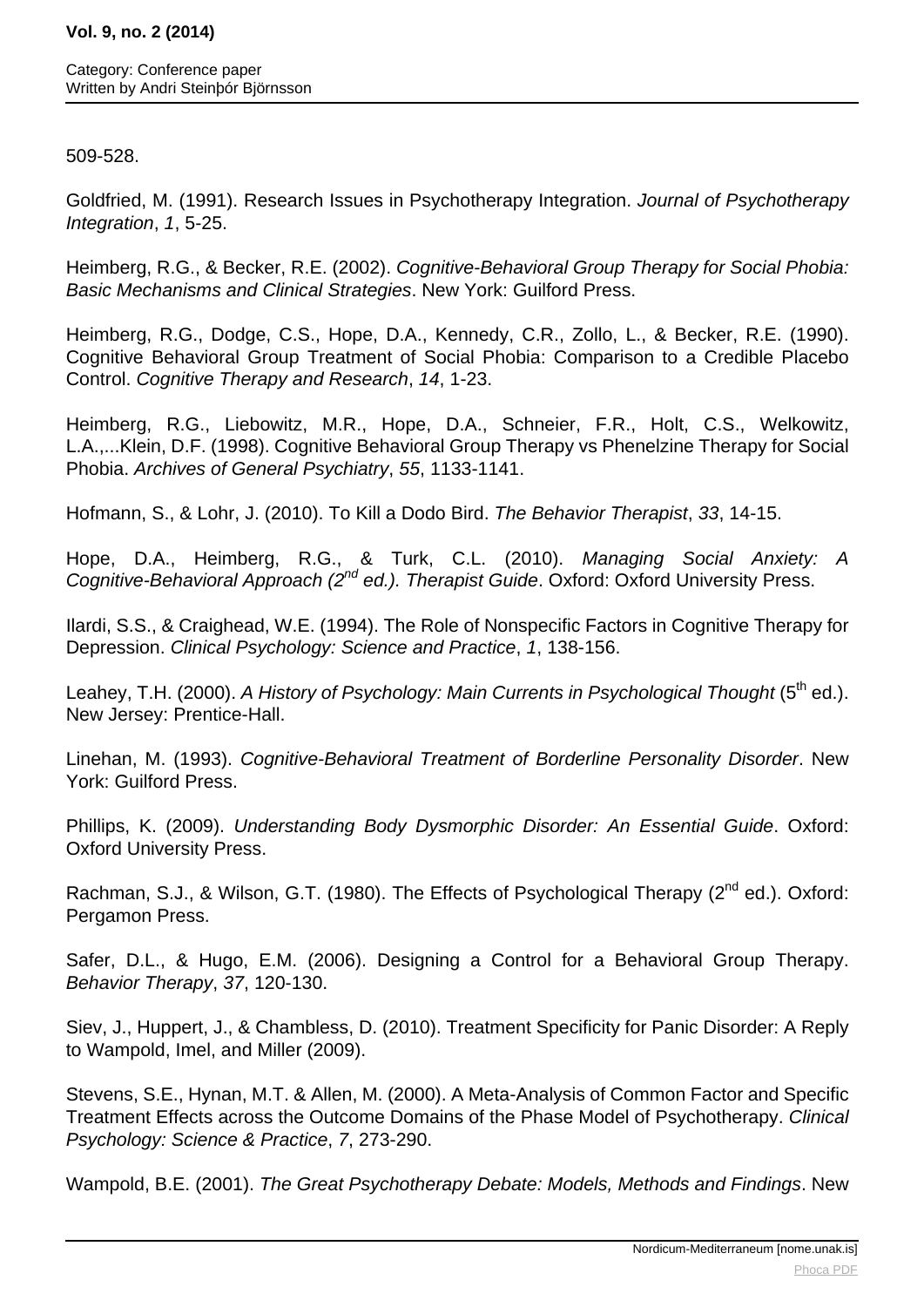509-528.

Goldfried, M. (1991). Research Issues in Psychotherapy Integration. *Journal of Psychotherapy Integration*, *1*, 5-25.

Heimberg, R.G., & Becker, R.E. (2002). *Cognitive-Behavioral Group Therapy for Social Phobia: Basic Mechanisms and Clinical Strategies*. New York: Guilford Press.

Heimberg, R.G., Dodge, C.S., Hope, D.A., Kennedy, C.R., Zollo, L., & Becker, R.E. (1990). Cognitive Behavioral Group Treatment of Social Phobia: Comparison to a Credible Placebo Control. *Cognitive Therapy and Research*, *14*, 1-23.

Heimberg, R.G., Liebowitz, M.R., Hope, D.A., Schneier, F.R., Holt, C.S., Welkowitz, L.A.,...Klein, D.F. (1998). Cognitive Behavioral Group Therapy vs Phenelzine Therapy for Social Phobia. *Archives of General Psychiatry*, *55*, 1133-1141.

Hofmann, S., & Lohr, J. (2010). To Kill a Dodo Bird. *The Behavior Therapist*, *33*, 14-15.

Hope, D.A., Heimberg, R.G., & Turk, C.L. (2010). *Managing Social Anxiety: A Cognitive-Behavioral Approach (2nd ed.). Therapist Guide*. Oxford: Oxford University Press.

Ilardi, S.S., & Craighead, W.E. (1994). The Role of Nonspecific Factors in Cognitive Therapy for Depression. *Clinical Psychology: Science and Practice*, *1*, 138-156.

Leahey, T.H. (2000). *A History of Psychology: Main Currents in Psychological Thought* (5th ed.). New Jersey: Prentice-Hall.

Linehan, M. (1993). *Cognitive-Behavioral Treatment of Borderline Personality Disorder*. New York: Guilford Press.

Phillips, K. (2009). *Understanding Body Dysmorphic Disorder: An Essential Guide*. Oxford: Oxford University Press.

Rachman, S.J., & Wilson, G.T. (1980). The Effects of Psychological Therapy (2nd ed.). Oxford: Pergamon Press.

Safer, D.L., & Hugo, E.M. (2006). Designing a Control for a Behavioral Group Therapy. *Behavior Therapy*, *37*, 120-130.

Siev, J., Huppert, J., & Chambless, D. (2010). Treatment Specificity for Panic Disorder: A Reply to Wampold, Imel, and Miller (2009).

Stevens, S.E., Hynan, M.T. & Allen, M. (2000). A Meta-Analysis of Common Factor and Specific Treatment Effects across the Outcome Domains of the Phase Model of Psychotherapy. *Clinical Psychology: Science & Practice*, *7*, 273-290.

Wampold, B.E. (2001). *The Great Psychotherapy Debate: Models, Methods and Findings*. New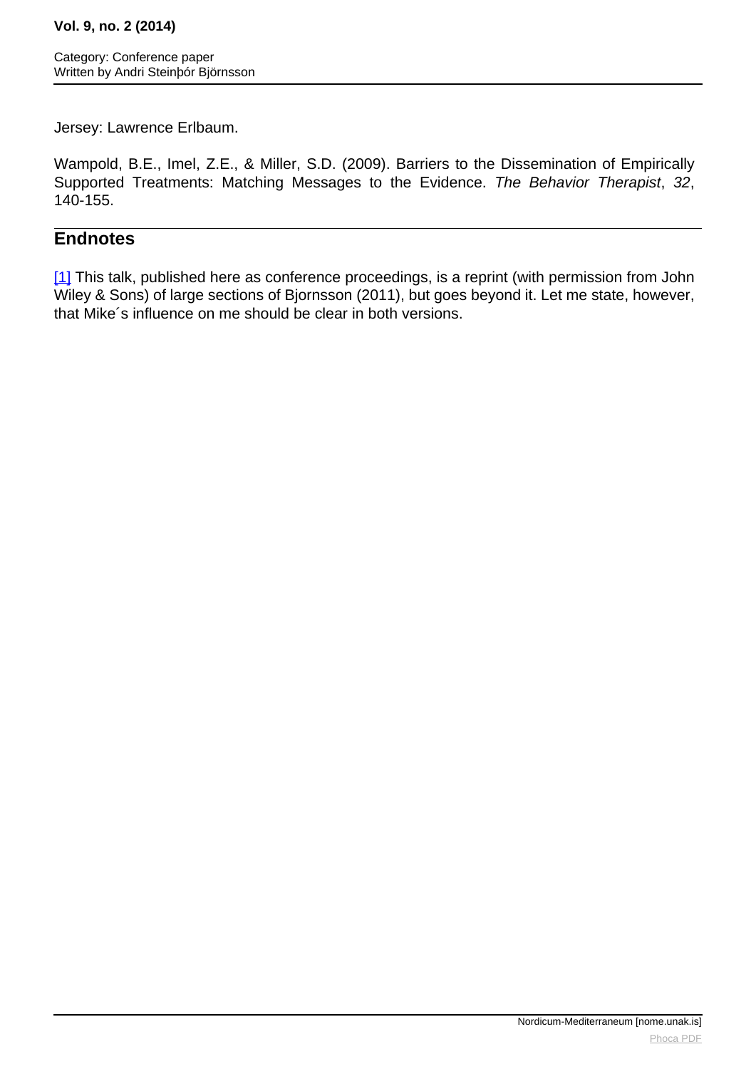Jersey: Lawrence Erlbaum.

Wampold, B.E., Imel, Z.E., & Miller, S.D. (2009). Barriers to the Dissemination of Empirically Supported Treatments: Matching Messages to the Evidence. *The Behavior Therapist*, *32*, 140-155.

## Endnotes

[1] This talk, published here as conference proceedings, is a reprint (with permission from John Wiley & Sons) of large sections of Bjornsson (2011), but goes beyond it. Let me state, however, that Mike´s influence on me should be clear in both versions.